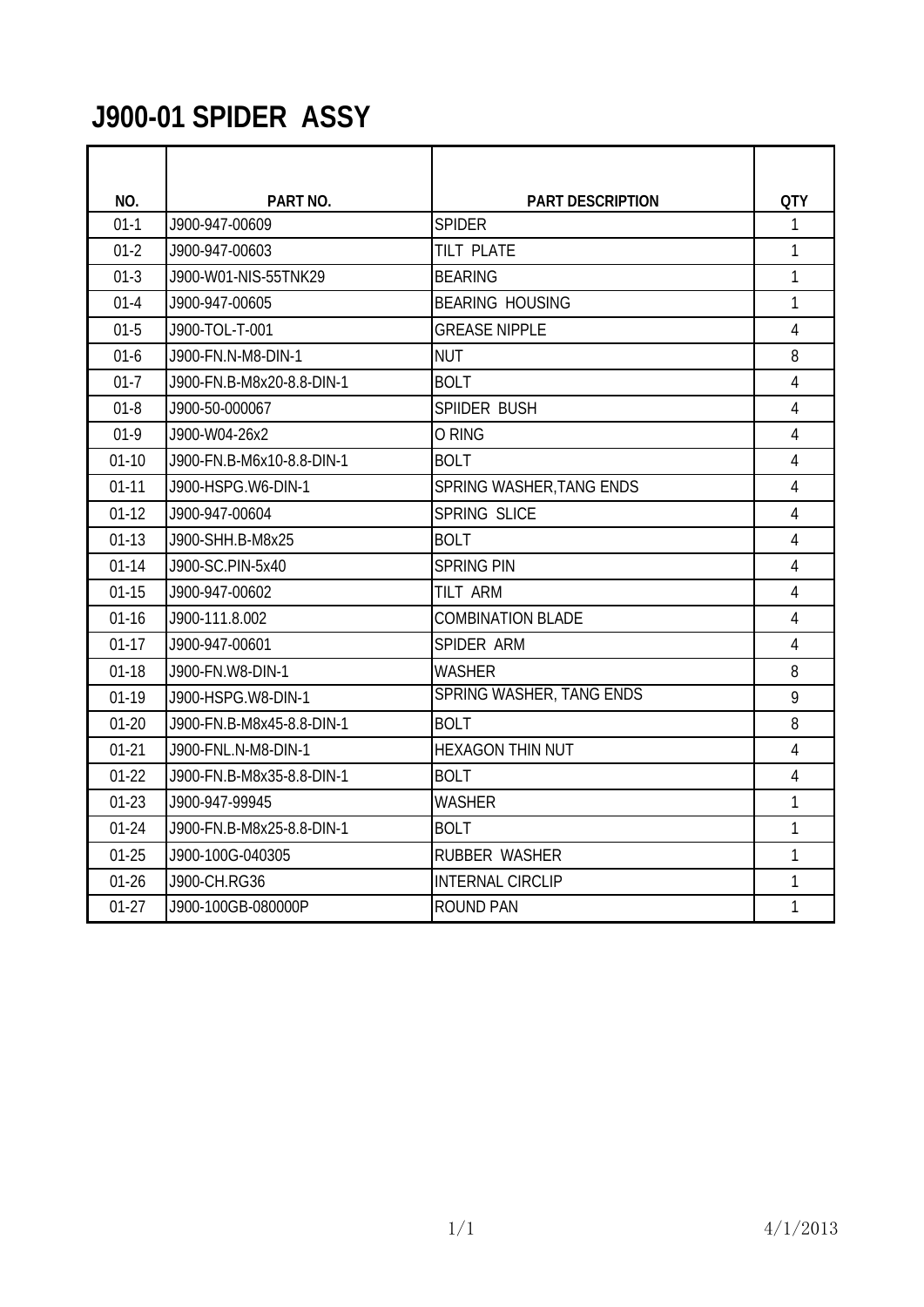# J900-01 SPIDER ASSY

| NO. | PART NO. | PART DESCRIPTION | QTY |
|---|---|---|---|
| 01-1 | J900-947-00609 | SPIDER | 1 |
| 01-2 | J900-947-00603 | TILT PLATE | 1 |
| 01-3 | J900-W01-NIS-55TNK29 | BEARING | 1 |
| 01-4 | J900-947-00605 | BEARING HOUSING | 1 |
| 01-5 | J900-TOL-T-001 | GREASE NIPPLE | 4 |
| 01-6 | J900-FN.N-M8-DIN-1 | NUT | 8 |
| 01-7 | J900-FN.B-M8x20-8.8-DIN-1 | BOLT | 4 |
| 01-8 | J900-50-000067 | SPIIDER BUSH | 4 |
| 01-9 | J900-W04-26x2 | O RING | 4 |
| 01-10 | J900-FN.B-M6x10-8.8-DIN-1 | BOLT | 4 |
| 01-11 | J900-HSPG.W6-DIN-1 | SPRING WASHER,TANG ENDS | 4 |
| 01-12 | J900-947-00604 | SPRING SLICE | 4 |
| 01-13 | J900-SHH.B-M8x25 | BOLT | 4 |
| 01-14 | J900-SC.PIN-5x40 | SPRING PIN | 4 |
| 01-15 | J900-947-00602 | TILT ARM | 4 |
| 01-16 | J900-111.8.002 | COMBINATION BLADE | 4 |
| 01-17 | J900-947-00601 | SPIDER ARM | 4 |
| 01-18 | J900-FN.W8-DIN-1 | WASHER | 8 |
| 01-19 | J900-HSPG.W8-DIN-1 | SPRING WASHER, TANG ENDS | 9 |
| 01-20 | J900-FN.B-M8x45-8.8-DIN-1 | BOLT | 8 |
| 01-21 | J900-FNL.N-M8-DIN-1 | HEXAGON THIN NUT | 4 |
| 01-22 | J900-FN.B-M8x35-8.8-DIN-1 | BOLT | 4 |
| 01-23 | J900-947-99945 | WASHER | 1 |
| 01-24 | J900-FN.B-M8x25-8.8-DIN-1 | BOLT | 1 |
| 01-25 | J900-100G-040305 | RUBBER WASHER | 1 |
| 01-26 | J900-CH.RG36 | INTERNAL CIRCLIP | 1 |
| 01-27 | J900-100GB-080000P | ROUND PAN | 1 |

4/1/2013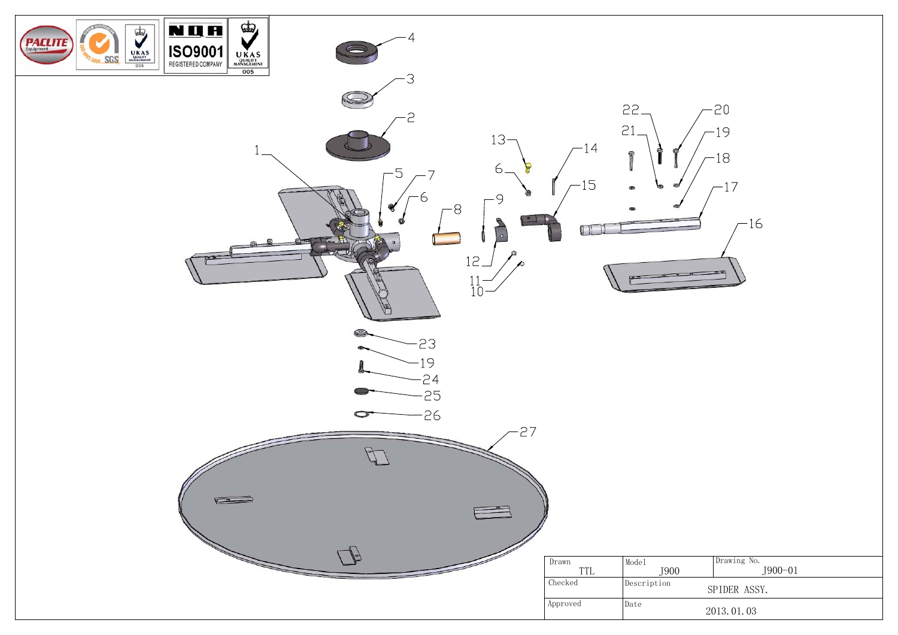| Drawn | Model | Drawing No. |
| --- | --- | --- |
| TTL | J900 | J900-01 |
| Checked | Description | |
| | SPIDER ASSY. | |
| Approved | Date | |
| | 2013.01.03 | |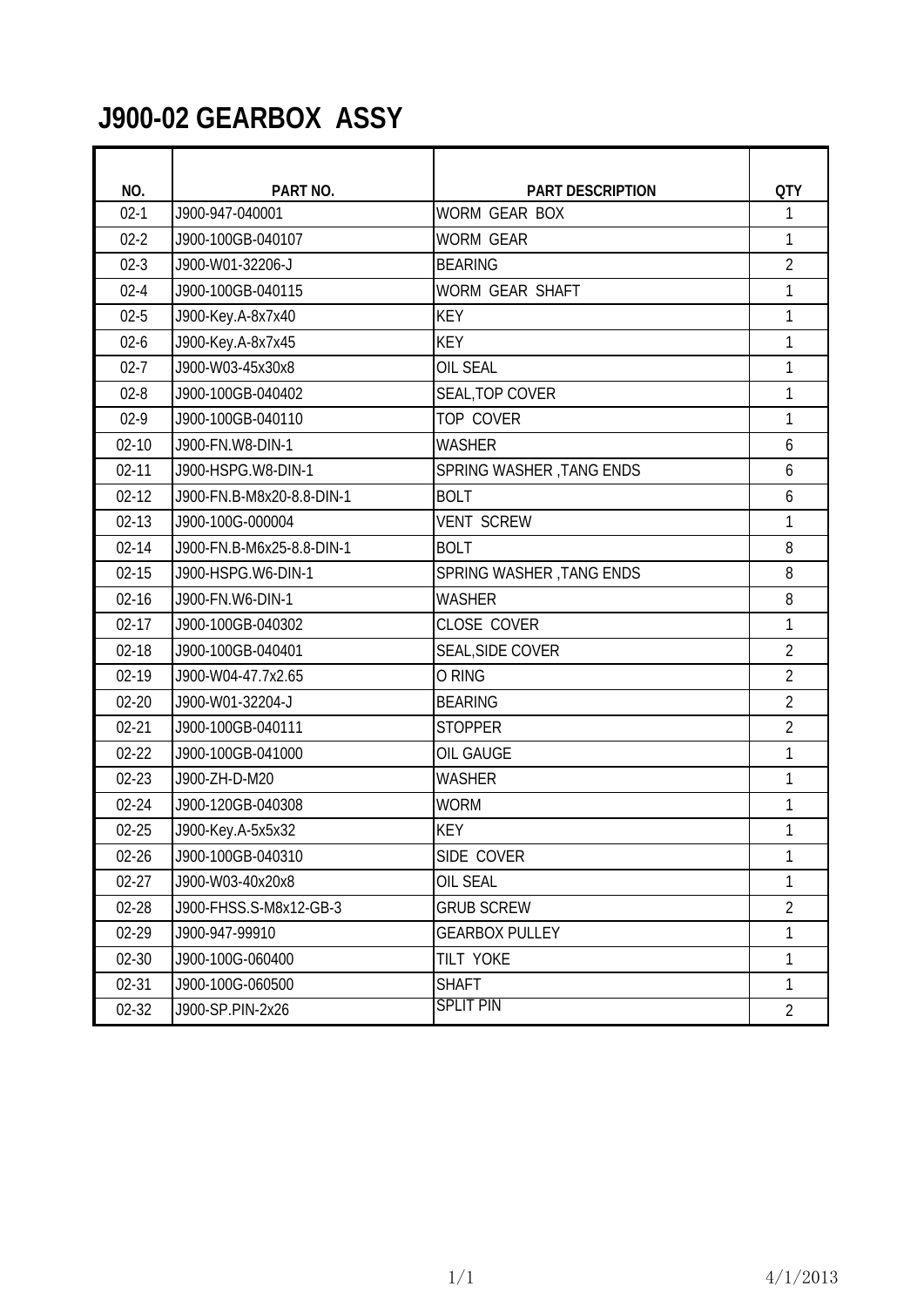# J900-02 GEARBOX ASSY

| NO. | PART NO. | PART DESCRIPTION | QTY |
|---|---|---|---|
| 02-1 | J900-947-040001 | WORM GEAR BOX | 1 |
| 02-2 | J900-100GB-040107 | WORM GEAR | 1 |
| 02-3 | J900-W01-32206-J | BEARING | 2 |
| 02-4 | J900-100GB-040115 | WORM GEAR SHAFT | 1 |
| 02-5 | J900-Key.A-8x7x40 | KEY | 1 |
| 02-6 | J900-Key.A-8x7x45 | KEY | 1 |
| 02-7 | J900-W03-45x30x8 | OIL SEAL | 1 |
| 02-8 | J900-100GB-040402 | SEAL,TOP COVER | 1 |
| 02-9 | J900-100GB-040110 | TOP COVER | 1 |
| 02-10 | J900-FN.W8-DIN-1 | WASHER | 6 |
| 02-11 | J900-HSPG.W8-DIN-1 | SPRING WASHER ,TANG ENDS | 6 |
| 02-12 | J900-FN.B-M8x20-8.8-DIN-1 | BOLT | 6 |
| 02-13 | J900-100G-000004 | VENT SCREW | 1 |
| 02-14 | J900-FN.B-M6x25-8.8-DIN-1 | BOLT | 8 |
| 02-15 | J900-HSPG.W6-DIN-1 | SPRING WASHER ,TANG ENDS | 8 |
| 02-16 | J900-FN.W6-DIN-1 | WASHER | 8 |
| 02-17 | J900-100GB-040302 | CLOSE COVER | 1 |
| 02-18 | J900-100GB-040401 | SEAL,SIDE COVER | 2 |
| 02-19 | J900-W04-47.7x2.65 | O RING | 2 |
| 02-20 | J900-W01-32204-J | BEARING | 2 |
| 02-21 | J900-100GB-040111 | STOPPER | 2 |
| 02-22 | J900-100GB-041000 | OIL GAUGE | 1 |
| 02-23 | J900-ZH-D-M20 | WASHER | 1 |
| 02-24 | J900-120GB-040308 | WORM | 1 |
| 02-25 | J900-Key.A-5x5x32 | KEY | 1 |
| 02-26 | J900-100GB-040310 | SIDE COVER | 1 |
| 02-27 | J900-W03-40x20x8 | OIL SEAL | 1 |
| 02-28 | J900-FHSS.S-M8x12-GB-3 | GRUB SCREW | 2 |
| 02-29 | J900-947-99910 | GEARBOX PULLEY | 1 |
| 02-30 | J900-100G-060400 | TILT YOKE | 1 |
| 02-31 | J900-100G-060500 | SHAFT | 1 |
| 02-32 | J900-SP.PIN-2x26 | SPLIT PIN | 2 |

4/1/2013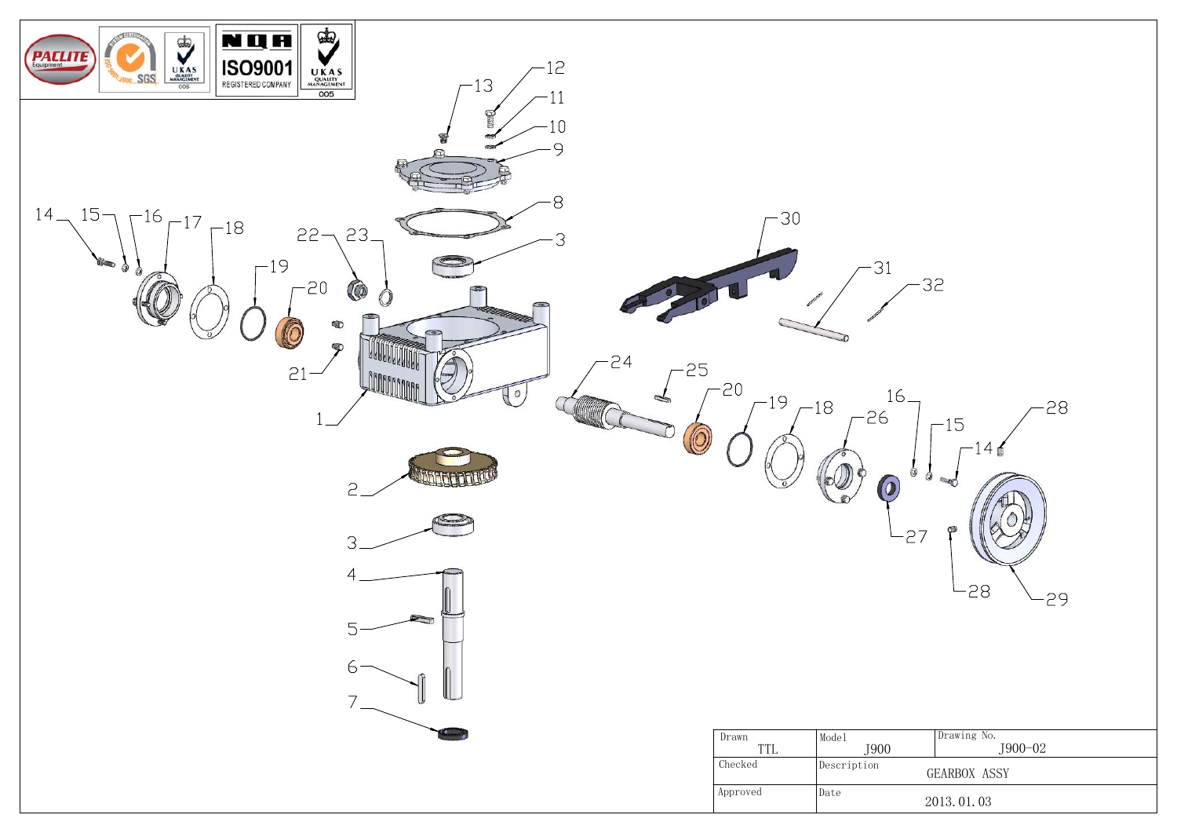PACLITE Equipment

ISO9001 REGISTERED COMPANY

UKAS QUALITY MANAGEMENT 005

1, 2, 3, 4, 5, 6, 7, 8, 9, 10, 11, 12, 13, 14, 15, 16, 17, 18, 19, 20, 21, 22, 23, 24, 25, 26, 27, 28, 29, 30, 31, 32

| Drawn | Model | Drawing No. |
|---|---|---|
| TTL | J900 | J900-02 |
| Checked | Description | |
| | GEARBOX ASSY | |
| Approved | Date | |
| | 2013.01.03 | |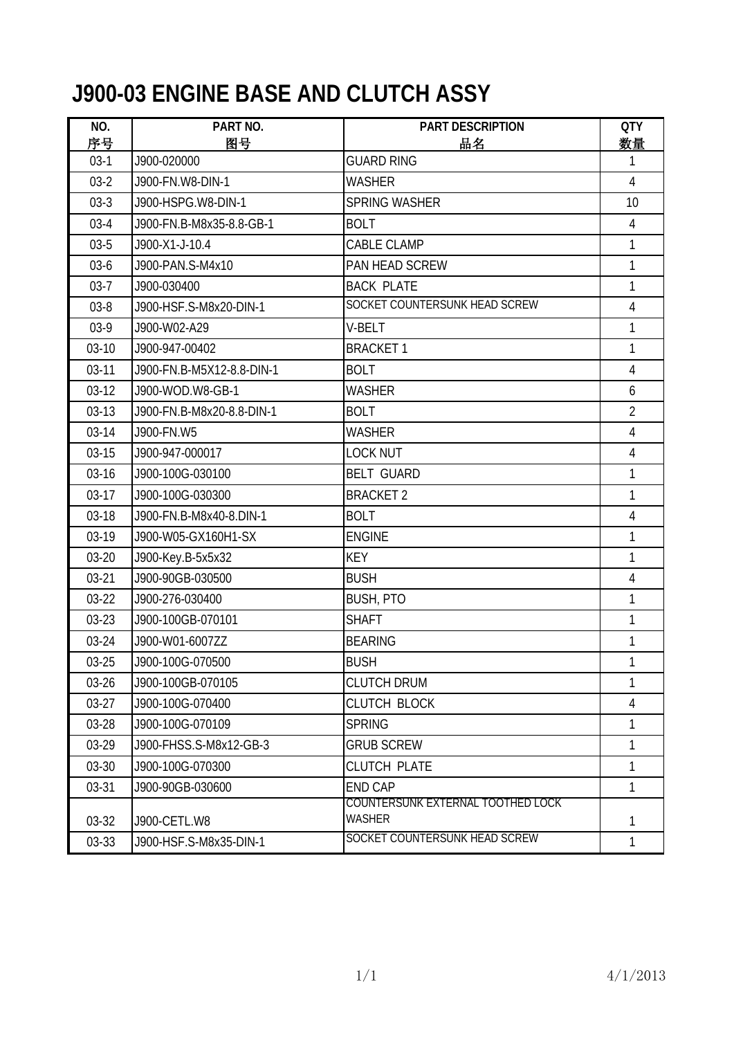# J900-03 ENGINE BASE AND CLUTCH ASSY

| NO. 序号 | PART NO. 图号 | PART DESCRIPTION 品名 | QTY 数量 |
|---|---|---|---|
| 03-1 | J900-020000 | GUARD RING | 1 |
| 03-2 | J900-FN.W8-DIN-1 | WASHER | 4 |
| 03-3 | J900-HSPG.W8-DIN-1 | SPRING WASHER | 10 |
| 03-4 | J900-FN.B-M8x35-8.8-GB-1 | BOLT | 4 |
| 03-5 | J900-X1-J-10.4 | CABLE CLAMP | 1 |
| 03-6 | J900-PAN.S-M4x10 | PAN HEAD SCREW | 1 |
| 03-7 | J900-030400 | BACK PLATE | 1 |
| 03-8 | J900-HSF.S-M8x20-DIN-1 | SOCKET COUNTERSUNK HEAD SCREW | 4 |
| 03-9 | J900-W02-A29 | V-BELT | 1 |
| 03-10 | J900-947-00402 | BRACKET 1 | 1 |
| 03-11 | J900-FN.B-M5X12-8.8-DIN-1 | BOLT | 4 |
| 03-12 | J900-WOD.W8-GB-1 | WASHER | 6 |
| 03-13 | J900-FN.B-M8x20-8.8-DIN-1 | BOLT | 2 |
| 03-14 | J900-FN.W5 | WASHER | 4 |
| 03-15 | J900-947-000017 | LOCK NUT | 4 |
| 03-16 | J900-100G-030100 | BELT GUARD | 1 |
| 03-17 | J900-100G-030300 | BRACKET 2 | 1 |
| 03-18 | J900-FN.B-M8x40-8.DIN-1 | BOLT | 4 |
| 03-19 | J900-W05-GX160H1-SX | ENGINE | 1 |
| 03-20 | J900-Key.B-5x5x32 | KEY | 1 |
| 03-21 | J900-90GB-030500 | BUSH | 4 |
| 03-22 | J900-276-030400 | BUSH, PTO | 1 |
| 03-23 | J900-100GB-070101 | SHAFT | 1 |
| 03-24 | J900-W01-6007ZZ | BEARING | 1 |
| 03-25 | J900-100G-070500 | BUSH | 1 |
| 03-26 | J900-100GB-070105 | CLUTCH DRUM | 1 |
| 03-27 | J900-100G-070400 | CLUTCH BLOCK | 4 |
| 03-28 | J900-100G-070109 | SPRING | 1 |
| 03-29 | J900-FHSS.S-M8x12-GB-3 | GRUB SCREW | 1 |
| 03-30 | J900-100G-070300 | CLUTCH PLATE | 1 |
| 03-31 | J900-90GB-030600 | END CAP | 1 |
| 03-32 | J900-CETL.W8 | COUNTERSUNK EXTERNAL TOOTHED LOCK WASHER | 1 |
| 03-33 | J900-HSF.S-M8x35-DIN-1 | SOCKET COUNTERSUNK HEAD SCREW | 1 |

4/1/2013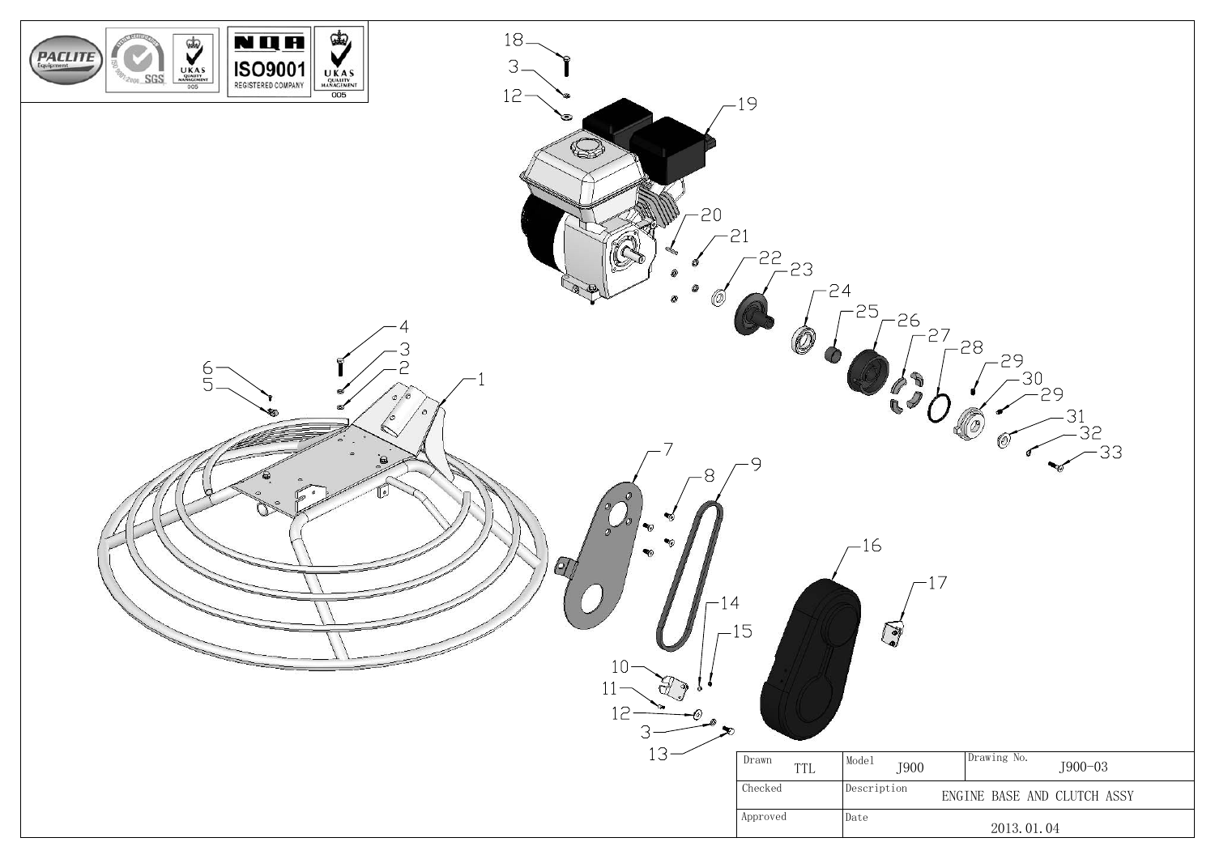| Drawn | TTL | Model | J900 | Drawing No. | J900-03 |
| --- | --- | --- | --- | --- | --- |
| Checked | | Description | ENGINE BASE AND CLUTCH ASSY | | |
| Approved | | Date | 2013.01.04 | | |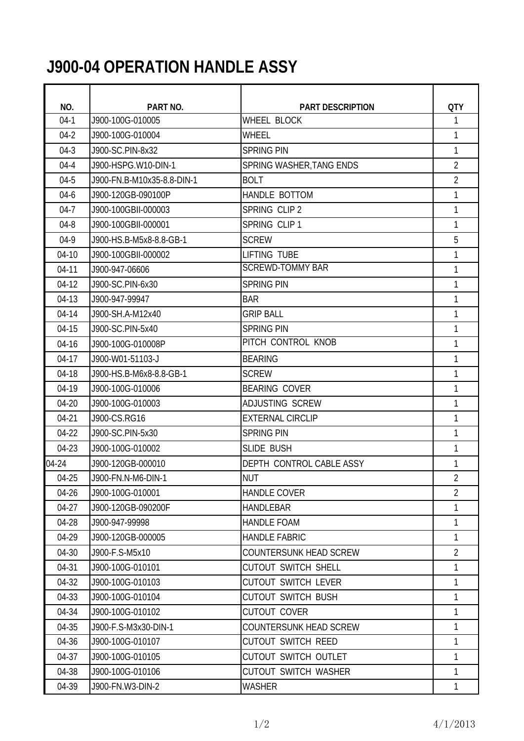# J900-04 OPERATION HANDLE ASSY

| NO. | PART NO. | PART DESCRIPTION | QTY |
|---|---|---|---|
| 04-1 | J900-100G-010005 | WHEEL BLOCK | 1 |
| 04-2 | J900-100G-010004 | WHEEL | 1 |
| 04-3 | J900-SC.PIN-8x32 | SPRING PIN | 1 |
| 04-4 | J900-HSPG.W10-DIN-1 | SPRING WASHER,TANG ENDS | 2 |
| 04-5 | J900-FN.B-M10x35-8.8-DIN-1 | BOLT | 2 |
| 04-6 | J900-120GB-090100P | HANDLE BOTTOM | 1 |
| 04-7 | J900-100GBII-000003 | SPRING CLIP 2 | 1 |
| 04-8 | J900-100GBII-000001 | SPRING CLIP 1 | 1 |
| 04-9 | J900-HS.B-M5x8-8.8-GB-1 | SCREW | 5 |
| 04-10 | J900-100GBII-000002 | LIFTING TUBE | 1 |
| 04-11 | J900-947-06606 | SCREWD-TOMMY BAR | 1 |
| 04-12 | J900-SC.PIN-6x30 | SPRING PIN | 1 |
| 04-13 | J900-947-99947 | BAR | 1 |
| 04-14 | J900-SH.A-M12x40 | GRIP BALL | 1 |
| 04-15 | J900-SC.PIN-5x40 | SPRING PIN | 1 |
| 04-16 | J900-100G-010008P | PITCH CONTROL KNOB | 1 |
| 04-17 | J900-W01-51103-J | BEARING | 1 |
| 04-18 | J900-HS.B-M6x8-8.8-GB-1 | SCREW | 1 |
| 04-19 | J900-100G-010006 | BEARING COVER | 1 |
| 04-20 | J900-100G-010003 | ADJUSTING SCREW | 1 |
| 04-21 | J900-CS.RG16 | EXTERNAL CIRCLIP | 1 |
| 04-22 | J900-SC.PIN-5x30 | SPRING PIN | 1 |
| 04-23 | J900-100G-010002 | SLIDE BUSH | 1 |
| 04-24 | J900-120GB-000010 | DEPTH CONTROL CABLE ASSY | 1 |
| 04-25 | J900-FN.N-M6-DIN-1 | NUT | 2 |
| 04-26 | J900-100G-010001 | HANDLE COVER | 2 |
| 04-27 | J900-120GB-090200F | HANDLEBAR | 1 |
| 04-28 | J900-947-99998 | HANDLE FOAM | 1 |
| 04-29 | J900-120GB-000005 | HANDLE FABRIC | 1 |
| 04-30 | J900-F.S-M5x10 | COUNTERSUNK HEAD SCREW | 2 |
| 04-31 | J900-100G-010101 | CUTOUT SWITCH SHELL | 1 |
| 04-32 | J900-100G-010103 | CUTOUT SWITCH LEVER | 1 |
| 04-33 | J900-100G-010104 | CUTOUT SWITCH BUSH | 1 |
| 04-34 | J900-100G-010102 | CUTOUT COVER | 1 |
| 04-35 | J900-F.S-M3x30-DIN-1 | COUNTERSUNK HEAD SCREW | 1 |
| 04-36 | J900-100G-010107 | CUTOUT SWITCH REED | 1 |
| 04-37 | J900-100G-010105 | CUTOUT SWITCH OUTLET | 1 |
| 04-38 | J900-100G-010106 | CUTOUT SWITCH WASHER | 1 |
| 04-39 | J900-FN.W3-DIN-2 | WASHER | 1 |

4/1/2013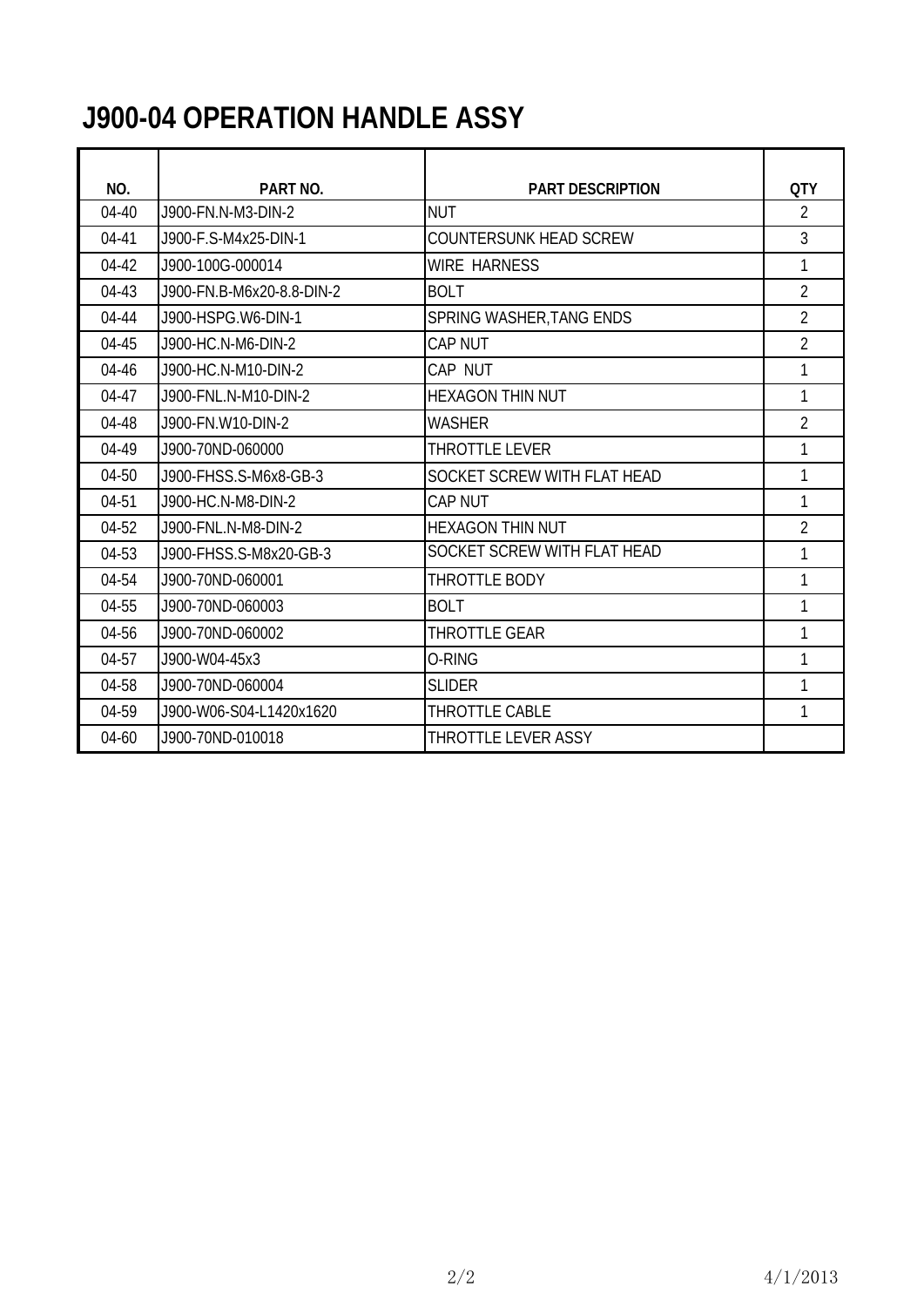# J900-04 OPERATION HANDLE ASSY

| NO. | PART NO. | PART DESCRIPTION | QTY |
| --- | --- | --- | --- |
| 04-40 | J900-FN.N-M3-DIN-2 | NUT | 2 |
| 04-41 | J900-F.S-M4x25-DIN-1 | COUNTERSUNK HEAD SCREW | 3 |
| 04-42 | J900-100G-000014 | WIRE HARNESS | 1 |
| 04-43 | J900-FN.B-M6x20-8.8-DIN-2 | BOLT | 2 |
| 04-44 | J900-HSPG.W6-DIN-1 | SPRING WASHER,TANG ENDS | 2 |
| 04-45 | J900-HC.N-M6-DIN-2 | CAP NUT | 2 |
| 04-46 | J900-HC.N-M10-DIN-2 | CAP NUT | 1 |
| 04-47 | J900-FNL.N-M10-DIN-2 | HEXAGON THIN NUT | 1 |
| 04-48 | J900-FN.W10-DIN-2 | WASHER | 2 |
| 04-49 | J900-70ND-060000 | THROTTLE LEVER | 1 |
| 04-50 | J900-FHSS.S-M6x8-GB-3 | SOCKET SCREW WITH FLAT HEAD | 1 |
| 04-51 | J900-HC.N-M8-DIN-2 | CAP NUT | 1 |
| 04-52 | J900-FNL.N-M8-DIN-2 | HEXAGON THIN NUT | 2 |
| 04-53 | J900-FHSS.S-M8x20-GB-3 | SOCKET SCREW WITH FLAT HEAD | 1 |
| 04-54 | J900-70ND-060001 | THROTTLE BODY | 1 |
| 04-55 | J900-70ND-060003 | BOLT | 1 |
| 04-56 | J900-70ND-060002 | THROTTLE GEAR | 1 |
| 04-57 | J900-W04-45x3 | O-RING | 1 |
| 04-58 | J900-70ND-060004 | SLIDER | 1 |
| 04-59 | J900-W06-S04-L1420x1620 | THROTTLE CABLE | 1 |
| 04-60 | J900-70ND-010018 | THROTTLE LEVER ASSY | |

4/1/2013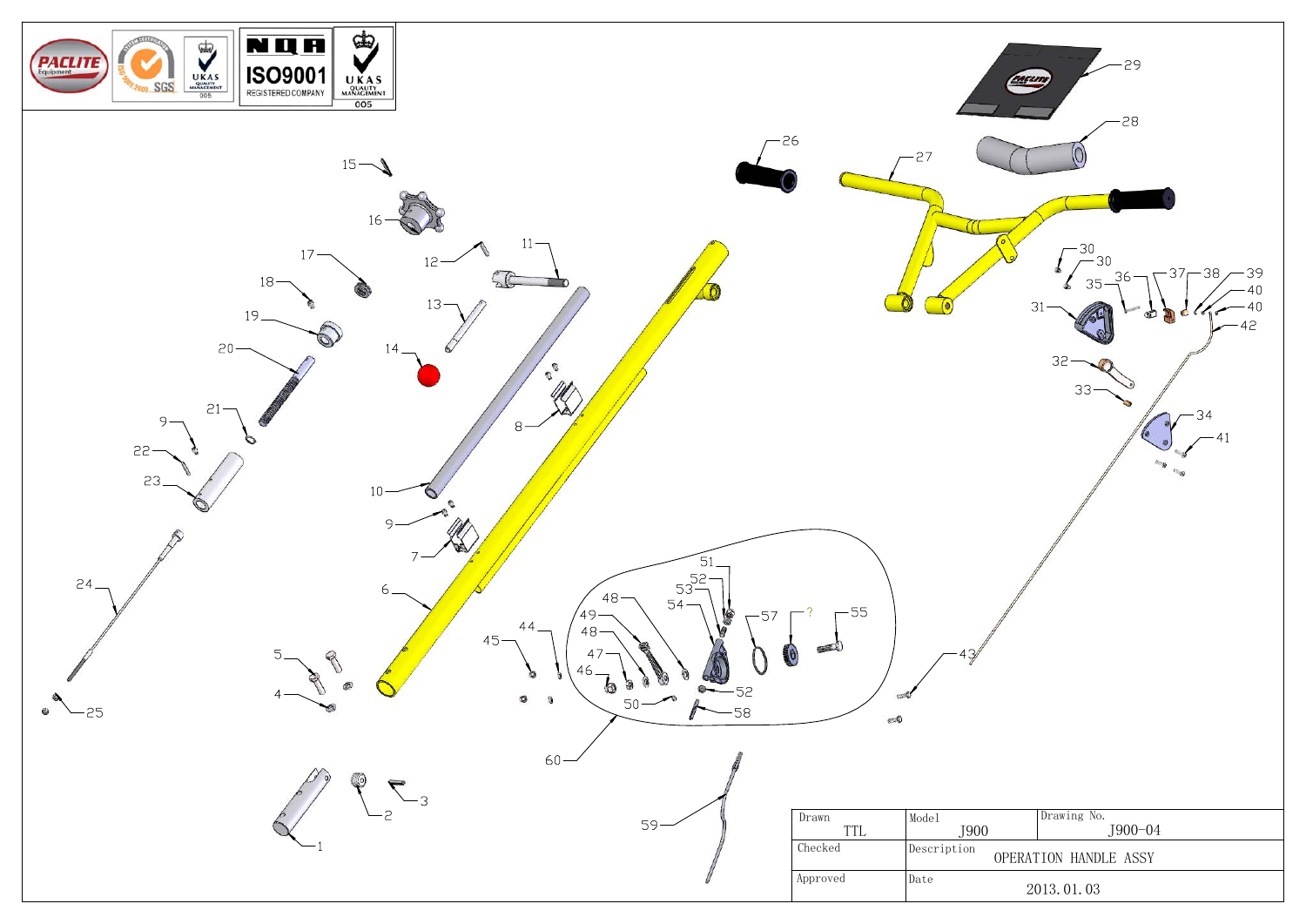| Drawn | Model | Drawing No. |
|---|---|---|
| TTL | J900 | J900-04 |
| Checked | Description | |
| | OPERATION HANDLE ASSY | |
| Approved | Date | |
| | 2013.01.03 | |